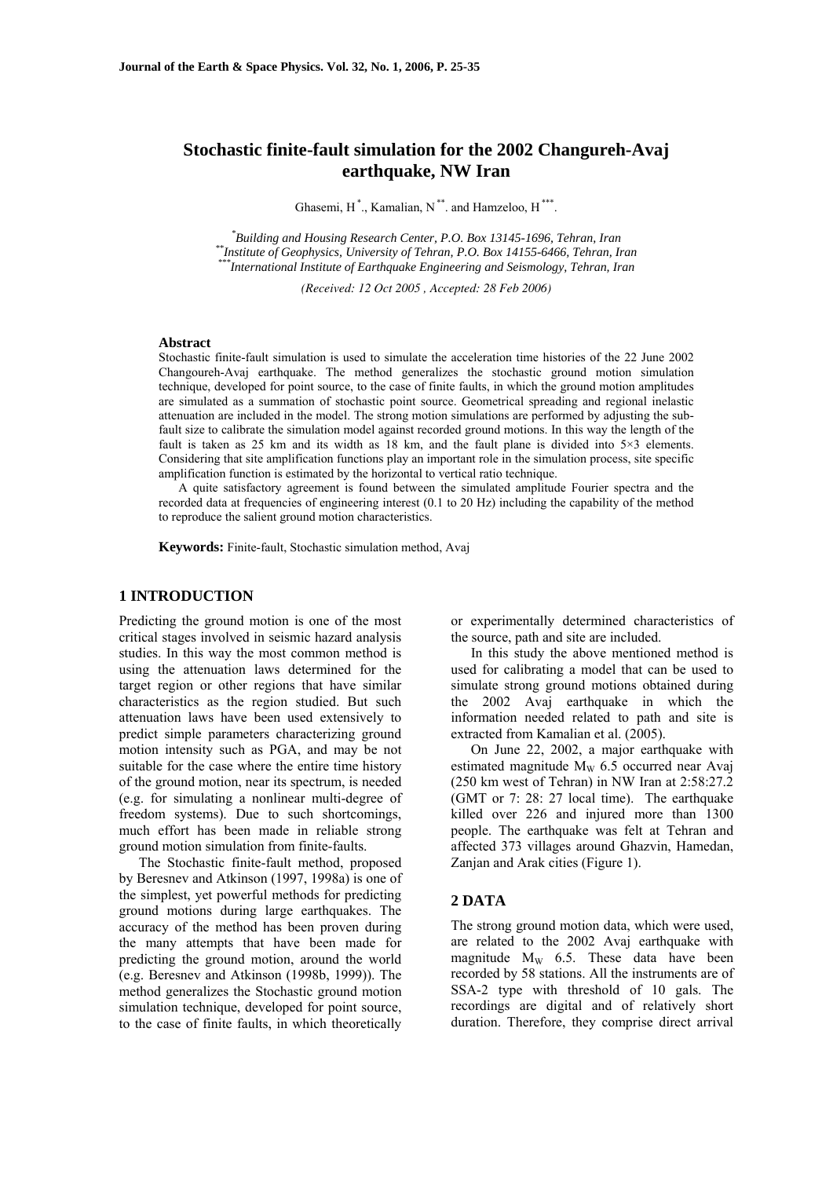# Stochastic finite-fault simulation for the 2002 Changureh-Avaj earthquake, NW Iran

Ghasemi, H[*]., Kamalian, N[**]. and Hamzeloo, H[***].

[*]*Building and Housing Research Center, P.O. Box 13145-1696, Tehran, Iran*
[**]*Institute of Geophysics, University of Tehran, P.O. Box 14155-6466, Tehran, Iran*
[***]*International Institute of Earthquake Engineering and Seismology, Tehran, Iran*

*(Received: 12 Oct 2005 , Accepted: 28 Feb 2006)*

### Abstract

Stochastic finite-fault simulation is used to simulate the acceleration time histories of the 22 June 2002 Changoureh-Avaj earthquake. The method generalizes the stochastic ground motion simulation technique, developed for point source, to the case of finite faults, in which the ground motion amplitudes are simulated as a summation of stochastic point source. Geometrical spreading and regional inelastic attenuation are included in the model. The strong motion simulations are performed by adjusting the sub-fault size to calibrate the simulation model against recorded ground motions. In this way the length of the fault is taken as 25 km and its width as 18 km, and the fault plane is divided into 5×3 elements. Considering that site amplification functions play an important role in the simulation process, site specific amplification function is estimated by the horizontal to vertical ratio technique.

A quite satisfactory agreement is found between the simulated amplitude Fourier spectra and the recorded data at frequencies of engineering interest (0.1 to 20 Hz) including the capability of the method to reproduce the salient ground motion characteristics.

**Keywords:** Finite-fault, Stochastic simulation method, Avaj

## 1 INTRODUCTION

Predicting the ground motion is one of the most critical stages involved in seismic hazard analysis studies. In this way the most common method is using the attenuation laws determined for the target region or other regions that have similar characteristics as the region studied. But such attenuation laws have been used extensively to predict simple parameters characterizing ground motion intensity such as PGA, and may be not suitable for the case where the entire time history of the ground motion, near its spectrum, is needed (e.g. for simulating a nonlinear multi-degree of freedom systems). Due to such shortcomings, much effort has been made in reliable strong ground motion simulation from finite-faults.

The Stochastic finite-fault method, proposed by Beresnev and Atkinson (1997, 1998a) is one of the simplest, yet powerful methods for predicting ground motions during large earthquakes. The accuracy of the method has been proven during the many attempts that have been made for predicting the ground motion, around the world (e.g. Beresnev and Atkinson (1998b, 1999)). The method generalizes the Stochastic ground motion simulation technique, developed for point source, to the case of finite faults, in which theoretically or experimentally determined characteristics of the source, path and site are included.

In this study the above mentioned method is used for calibrating a model that can be used to simulate strong ground motions obtained during the 2002 Avaj earthquake in which the information needed related to path and site is extracted from Kamalian et al. (2005).

On June 22, 2002, a major earthquake with estimated magnitude $M_W$ 6.5 occurred near Avaj (250 km west of Tehran) in NW Iran at 2:58:27.2 (GMT or 7: 28: 27 local time). The earthquake killed over 226 and injured more than 1300 people. The earthquake was felt at Tehran and affected 373 villages around Ghazvin, Hamedan, Zanjan and Arak cities (Figure 1).

## 2 DATA

The strong ground motion data, which were used, are related to the 2002 Avaj earthquake with magnitude $M_W$ 6.5. These data have been recorded by 58 stations. All the instruments are of SSA-2 type with threshold of 10 gals. The recordings are digital and of relatively short duration. Therefore, they comprise direct arrival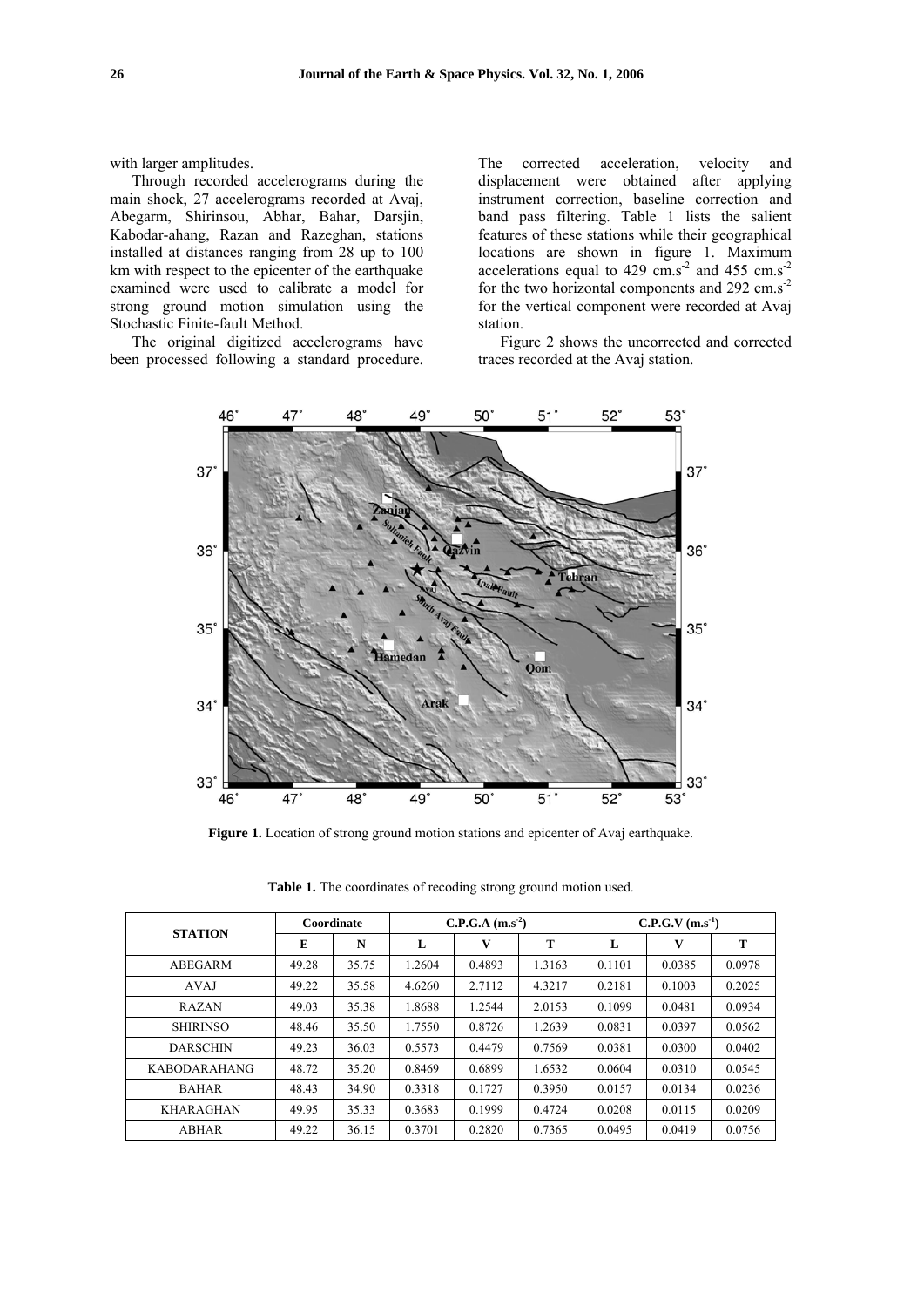with larger amplitudes.

Through recorded accelerograms during the main shock, 27 accelerograms recorded at Avaj, Abegarm, Shirinsou, Abhar, Bahar, Darsjin, Kabodar-ahang, Razan and Razeghan, stations installed at distances ranging from 28 up to 100 km with respect to the epicenter of the earthquake examined were used to calibrate a model for strong ground motion simulation using the Stochastic Finite-fault Method.

The original digitized accelerograms have been processed following a standard procedure. The corrected acceleration, velocity and displacement were obtained after applying instrument correction, baseline correction and band pass filtering. Table 1 lists the salient features of these stations while their geographical locations are shown in figure 1. Maximum accelerations equal to 429 $cm.s^{-2}$ and 455 $cm.s^{-2}$ for the two horizontal components and 292 $cm.s^{-2}$ for the vertical component were recorded at Avaj station.

Figure 2 shows the uncorrected and corrected traces recorded at the Avaj station.

**Figure 1.** Location of strong ground motion stations and epicenter of Avaj earthquake.

**Table 1.** The coordinates of recoding strong ground motion used.

| STATION | Coordinate | | C.P.G.A ($m.s^{-2}$) | | | C.P.G.V ($m.s^{-1}$) | | |
|---|---|---|---|---|---|---|---|---|
| | E | N | L | V | T | L | V | T |
| ABEGARM | 49.28 | 35.75 | 1.2604 | 0.4893 | 1.3163 | 0.1101 | 0.0385 | 0.0978 |
| AVAJ | 49.22 | 35.58 | 4.6260 | 2.7112 | 4.3217 | 0.2181 | 0.1003 | 0.2025 |
| RAZAN | 49.03 | 35.38 | 1.8688 | 1.2544 | 2.0153 | 0.1099 | 0.0481 | 0.0934 |
| SHIRINSO | 48.46 | 35.50 | 1.7550 | 0.8726 | 1.2639 | 0.0831 | 0.0397 | 0.0562 |
| DARSCHIN | 49.23 | 36.03 | 0.5573 | 0.4479 | 0.7569 | 0.0381 | 0.0300 | 0.0402 |
| KABODARAHANG | 48.72 | 35.20 | 0.8469 | 0.6899 | 1.6532 | 0.0604 | 0.0310 | 0.0545 |
| BAHAR | 48.43 | 34.90 | 0.3318 | 0.1727 | 0.3950 | 0.0157 | 0.0134 | 0.0236 |
| KHARAGHAN | 49.95 | 35.33 | 0.3683 | 0.1999 | 0.4724 | 0.0208 | 0.0115 | 0.0209 |
| ABHAR | 49.22 | 36.15 | 0.3701 | 0.2820 | 0.7365 | 0.0495 | 0.0419 | 0.0756 |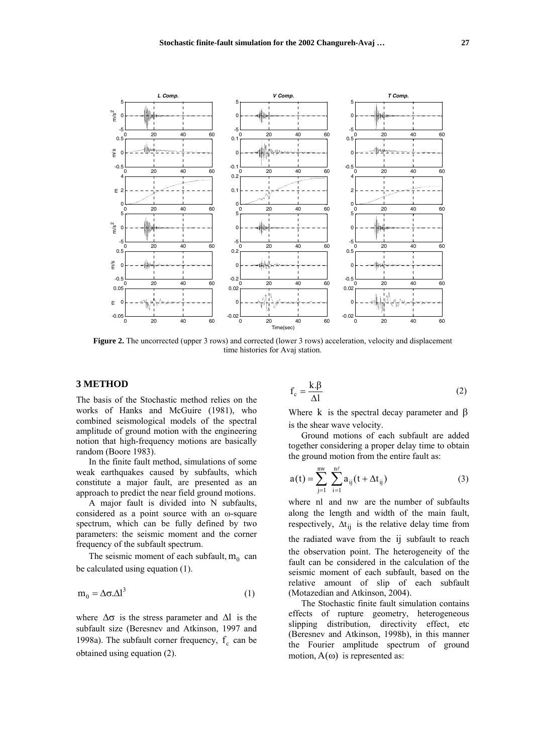**Figure 2.** The uncorrected (upper 3 rows) and corrected (lower 3 rows) acceleration, velocity and displacement time histories for Avaj station.

## 3 METHOD

The basis of the Stochastic method relies on the works of Hanks and McGuire (1981), who combined seismological models of the spectral amplitude of ground motion with the engineering notion that high-frequency motions are basically random (Boore 1983).

In the finite fault method, simulations of some weak earthquakes caused by subfaults, which constitute a major fault, are presented as an approach to predict the near field ground motions.

A major fault is divided into N subfaults, considered as a point source with an ω-square spectrum, which can be fully defined by two parameters: the seismic moment and the corner frequency of the subfault spectrum.

The seismic moment of each subfault, $m_0$ can be calculated using equation (1).

$$m_0 = \Delta\sigma.\Delta l^3 \tag{1}$$

where $\Delta\sigma$ is the stress parameter and $\Delta l$ is the subfault size (Beresnev and Atkinson, 1997 and 1998a). The subfault corner frequency, $f_c$ can be obtained using equation (2).

$$f_c = \frac{k.\beta}{\Delta l} \tag{2}$$

Where $k$ is the spectral decay parameter and $\beta$ is the shear wave velocity.

Ground motions of each subfault are added together considering a proper delay time to obtain the ground motion from the entire fault as:

$$a(t) = \sum_{j=1}^{nw} \sum_{i=1}^{n\ell} a_{ij}(t + \Delta t_{ij}) \tag{3}$$

where nl and nw are the number of subfaults along the length and width of the main fault, respectively, $\Delta t_{ij}$ is the relative delay time from the radiated wave from the ij subfault to reach the observation point. The heterogeneity of the fault can be considered in the calculation of the seismic moment of each subfault, based on the relative amount of slip of each subfault (Motazedian and Atkinson, 2004).

The Stochastic finite fault simulation contains effects of rupture geometry, heterogeneous slipping distribution, directivity effect, etc (Beresnev and Atkinson, 1998b), in this manner the Fourier amplitude spectrum of ground motion, $A(\omega)$ is represented as: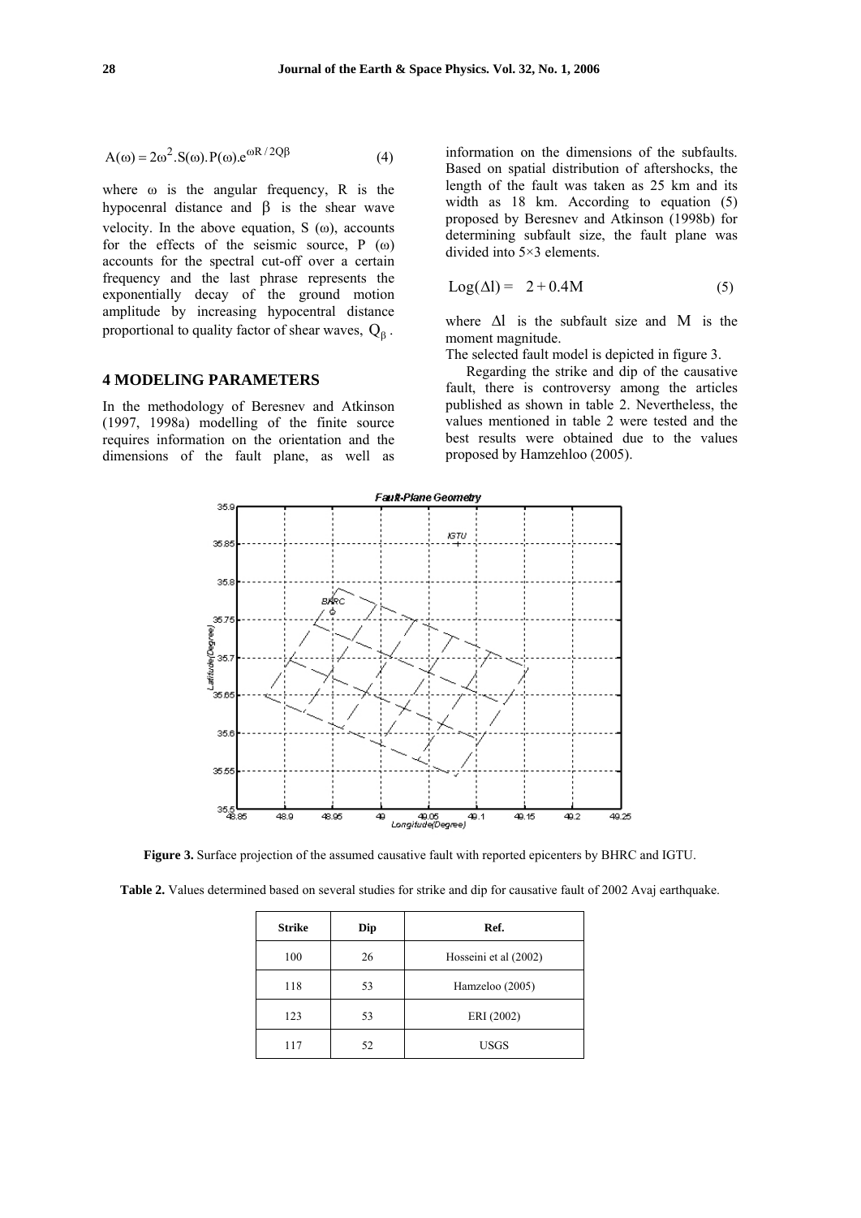$$A(\omega) = 2\omega^2.S(\omega).P(\omega).e^{\omega R/2Q\beta} \qquad (4)$$

where $\omega$ is the angular frequency, R is the hypocenral distance and $\beta$ is the shear wave velocity. In the above equation, S ($\omega$), accounts for the effects of the seismic source, P ($\omega$) accounts for the spectral cut-off over a certain frequency and the last phrase represents the exponentially decay of the ground motion amplitude by increasing hypocentral distance proportional to quality factor of shear waves, $Q_\beta$.

## 4 MODELING PARAMETERS

In the methodology of Beresnev and Atkinson (1997, 1998a) modelling of the finite source requires information on the orientation and the dimensions of the fault plane, as well as information on the dimensions of the subfaults. Based on spatial distribution of aftershocks, the length of the fault was taken as 25 km and its width as 18 km. According to equation (5) proposed by Beresnev and Atkinson (1998b) for determining subfault size, the fault plane was divided into 5×3 elements.

$$\text{Log}(\Delta l) = \; 2 + 0.4M \qquad (5)$$

where $\Delta l$ is the subfault size and $M$ is the moment magnitude.

The selected fault model is depicted in figure 3.

Regarding the strike and dip of the causative fault, there is controversy among the articles published as shown in table 2. Nevertheless, the values mentioned in table 2 were tested and the best results were obtained due to the values proposed by Hamzehloo (2005).

**Figure 3.** Surface projection of the assumed causative fault with reported epicenters by BHRC and IGTU.

**Table 2.** Values determined based on several studies for strike and dip for causative fault of 2002 Avaj earthquake.

| Strike | Dip | Ref. |
|---|---|---|
| 100 | 26 | Hosseini et al (2002) |
| 118 | 53 | Hamzeloo (2005) |
| 123 | 53 | ERI (2002) |
| 117 | 52 | USGS |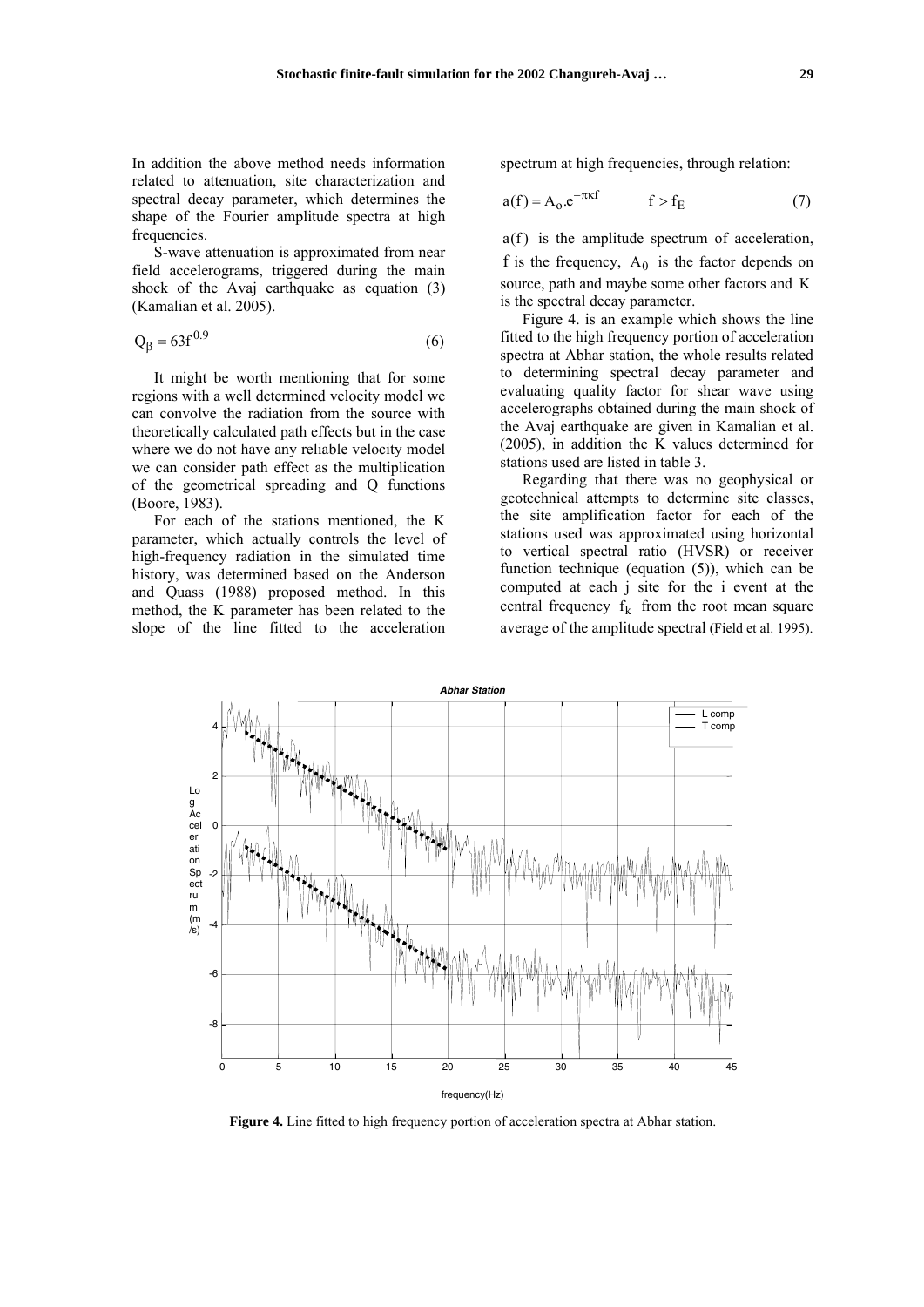In addition the above method needs information related to attenuation, site characterization and spectral decay parameter, which determines the shape of the Fourier amplitude spectra at high frequencies.

S-wave attenuation is approximated from near field accelerograms, triggered during the main shock of the Avaj earthquake as equation (3) (Kamalian et al. 2005).

$$Q_{\beta} = 63f^{0.9} \tag{6}$$

It might be worth mentioning that for some regions with a well determined velocity model we can convolve the radiation from the source with theoretically calculated path effects but in the case where we do not have any reliable velocity model we can consider path effect as the multiplication of the geometrical spreading and Q functions (Boore, 1983).

For each of the stations mentioned, the K parameter, which actually controls the level of high-frequency radiation in the simulated time history, was determined based on the Anderson and Quass (1988) proposed method. In this method, the K parameter has been related to the slope of the line fitted to the acceleration spectrum at high frequencies, through relation:

$$a(f) = A_o.e^{-\pi\kappa f} \qquad f > f_E \tag{7}$$

$a(f)$ is the amplitude spectrum of acceleration, $f$ is the frequency, $A_0$ is the factor depends on source, path and maybe some other factors and $K$ is the spectral decay parameter.

Figure 4. is an example which shows the line fitted to the high frequency portion of acceleration spectra at Abhar station, the whole results related to determining spectral decay parameter and evaluating quality factor for shear wave using accelerographs obtained during the main shock of the Avaj earthquake are given in Kamalian et al. (2005), in addition the K values determined for stations used are listed in table 3.

Regarding that there was no geophysical or geotechnical attempts to determine site classes, the site amplification factor for each of the stations used was approximated using horizontal to vertical spectral ratio (HVSR) or receiver function technique (equation (5)), which can be computed at each j site for the i event at the central frequency $f_k$ from the root mean square average of the amplitude spectral (Field et al. 1995).

**Figure 4.** Line fitted to high frequency portion of acceleration spectra at Abhar station.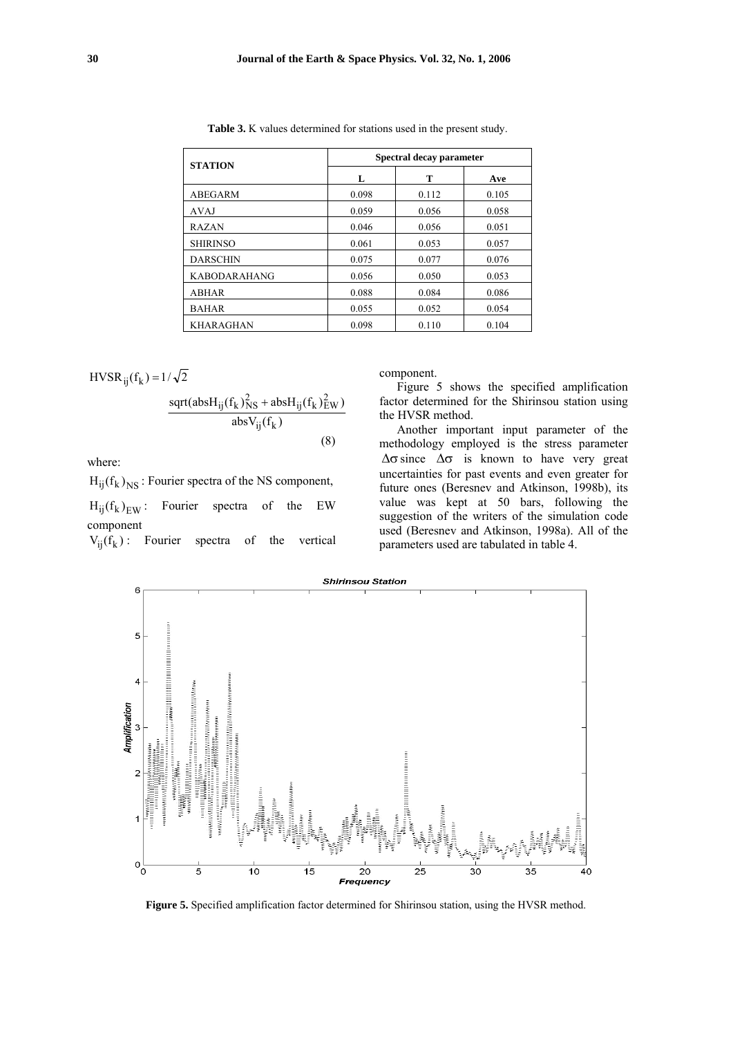**Table 3.** K values determined for stations used in the present study.

| STATION | Spectral decay parameter | | |
|---|---|---|---|
| | L | T | Ave |
| ABEGARM | 0.098 | 0.112 | 0.105 |
| AVAJ | 0.059 | 0.056 | 0.058 |
| RAZAN | 0.046 | 0.056 | 0.051 |
| SHIRINSO | 0.061 | 0.053 | 0.057 |
| DARSCHIN | 0.075 | 0.077 | 0.076 |
| KABODARAHANG | 0.056 | 0.050 | 0.053 |
| ABHAR | 0.088 | 0.084 | 0.086 |
| BAHAR | 0.055 | 0.052 | 0.054 |
| KHARAGHAN | 0.098 | 0.110 | 0.104 |

$$HVSR_{ij}(f_k) = 1/\sqrt{2}\,\frac{\mathrm{sqrt}(\mathrm{abs}H_{ij}(f_k)^2_{NS} + \mathrm{abs}H_{ij}(f_k)^2_{EW})}{\mathrm{abs}V_{ij}(f_k)} \tag{8}$$

where:

$H_{ij}(f_k)_{NS}$ : Fourier spectra of the NS component,

$H_{ij}(f_k)_{EW}$ : Fourier spectra of the EW component

$V_{ij}(f_k)$ : Fourier spectra of the vertical component.

Figure 5 shows the specified amplification factor determined for the Shirinsou station using the HVSR method.

Another important input parameter of the methodology employed is the stress parameter $\Delta\sigma$ since $\Delta\sigma$ is known to have very great uncertainties for past events and even greater for future ones (Beresnev and Atkinson, 1998b), its value was kept at 50 bars, following the suggestion of the writers of the simulation code used (Beresnev and Atkinson, 1998a). All of the parameters used are tabulated in table 4.

**Figure 5.** Specified amplification factor determined for Shirinsou station, using the HVSR method.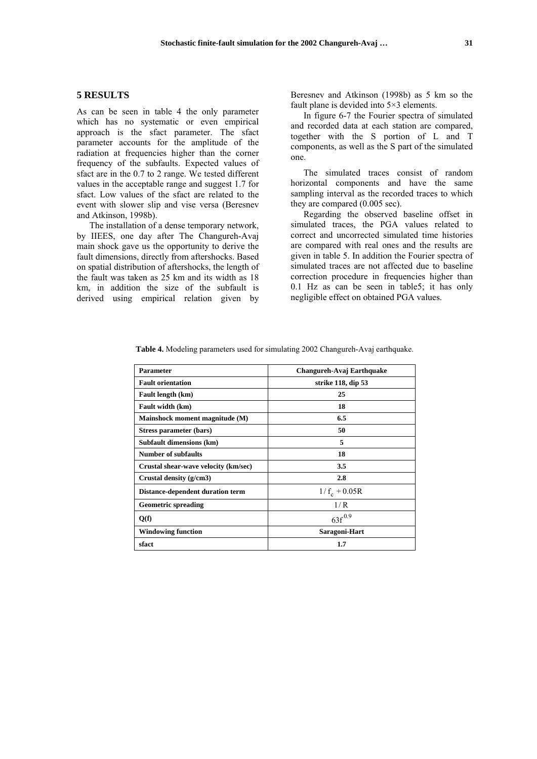## 5 RESULTS

As can be seen in table 4 the only parameter which has no systematic or even empirical approach is the sfact parameter. The sfact parameter accounts for the amplitude of the radiation at frequencies higher than the corner frequency of the subfaults. Expected values of sfact are in the 0.7 to 2 range. We tested different values in the acceptable range and suggest 1.7 for sfact. Low values of the sfact are related to the event with slower slip and vise versa (Beresnev and Atkinson, 1998b).

The installation of a dense temporary network, by IIEES, one day after The Changureh-Avaj main shock gave us the opportunity to derive the fault dimensions, directly from aftershocks. Based on spatial distribution of aftershocks, the length of the fault was taken as 25 km and its width as 18 km, in addition the size of the subfault is derived using empirical relation given by Beresnev and Atkinson (1998b) as 5 km so the fault plane is devided into 5×3 elements.

In figure 6-7 the Fourier spectra of simulated and recorded data at each station are compared, together with the S portion of L and T components, as well as the S part of the simulated one.

The simulated traces consist of random horizontal components and have the same sampling interval as the recorded traces to which they are compared (0.005 sec).

Regarding the observed baseline offset in simulated traces, the PGA values related to correct and uncorrected simulated time histories are compared with real ones and the results are given in table 5. In addition the Fourier spectra of simulated traces are not affected due to baseline correction procedure in frequencies higher than 0.1 Hz as can be seen in table5; it has only negligible effect on obtained PGA values.

**Table 4.** Modeling parameters used for simulating 2002 Changureh-Avaj earthquake.

| **Parameter** | **Changureh-Avaj Earthquake** |
|---|---|
| **Fault orientation** | **strike 118, dip 53** |
| **Fault length (km)** | **25** |
| **Fault width (km)** | **18** |
| **Mainshock moment magnitude (M)** | **6.5** |
| **Stress parameter (bars)** | **50** |
| **Subfault dimensions (km)** | **5** |
| **Number of subfaults** | **18** |
| **Crustal shear-wave velocity (km/sec)** | **3.5** |
| **Crustal density (g/cm3)** | **2.8** |
| **Distance-dependent duration term** | $1/f_c + 0.05R$ |
| **Geometric spreading** | $1/R$ |
| **Q(f)** | $63f^{0.9}$ |
| **Windowing function** | **Saragoni-Hart** |
| **sfact** | **1.7** |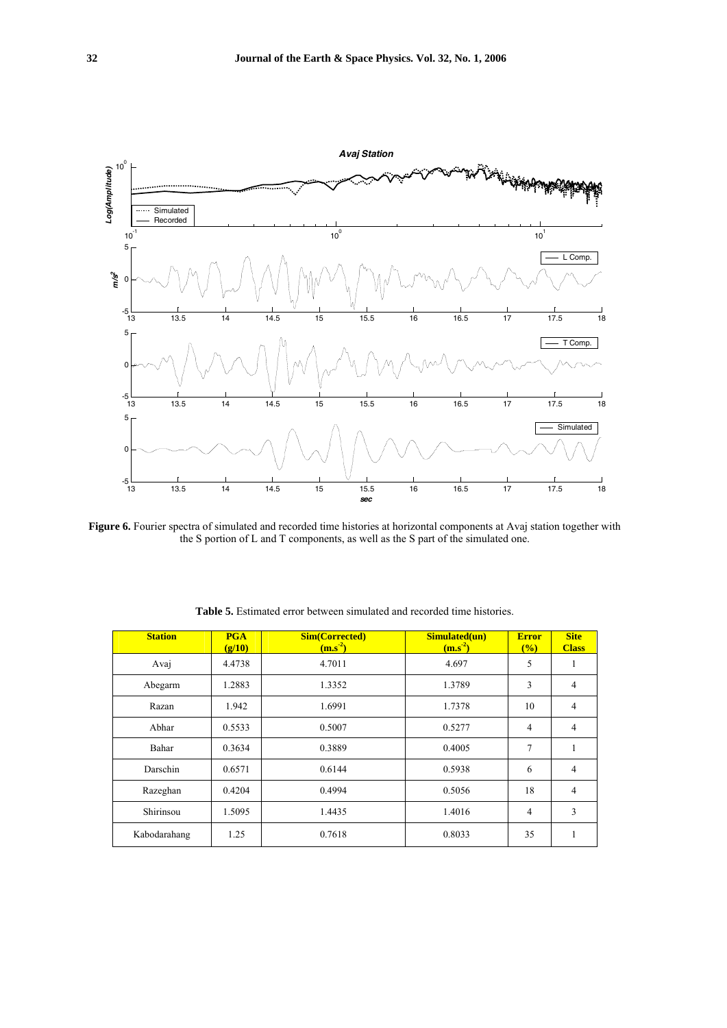**Figure 6.** Fourier spectra of simulated and recorded time histories at horizontal components at Avaj station together with the S portion of L and T components, as well as the S part of the simulated one.

**Table 5.** Estimated error between simulated and recorded time histories.

| Station | PGA (g/10) | Sim(Corrected) ($m.s^{-2}$) | Simulated(un) ($m.s^{-2}$) | Error (%) | Site Class |
|---|---|---|---|---|---|
| Avaj | 4.4738 | 4.7011 | 4.697 | 5 | 1 |
| Abegarm | 1.2883 | 1.3352 | 1.3789 | 3 | 4 |
| Razan | 1.942 | 1.6991 | 1.7378 | 10 | 4 |
| Abhar | 0.5533 | 0.5007 | 0.5277 | 4 | 4 |
| Bahar | 0.3634 | 0.3889 | 0.4005 | 7 | 1 |
| Darschin | 0.6571 | 0.6144 | 0.5938 | 6 | 4 |
| Razeghan | 0.4204 | 0.4994 | 0.5056 | 18 | 4 |
| Shirinsou | 1.5095 | 1.4435 | 1.4016 | 4 | 3 |
| Kabodarahang | 1.25 | 0.7618 | 0.8033 | 35 | 1 |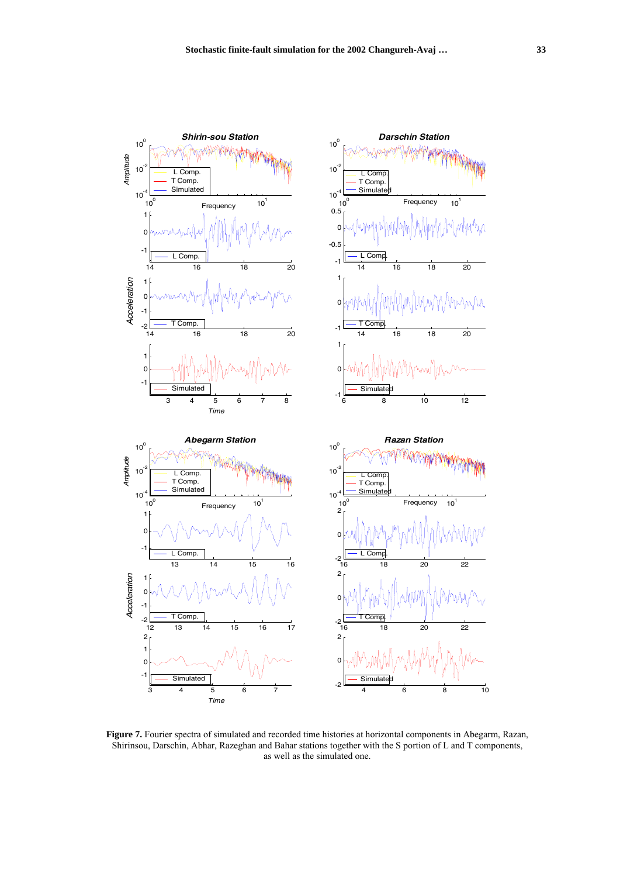**Figure 7.** Fourier spectra of simulated and recorded time histories at horizontal components in Abegarm, Razan, Shirinsou, Darschin, Abhar, Razeghan and Bahar stations together with the S portion of L and T components, as well as the simulated one.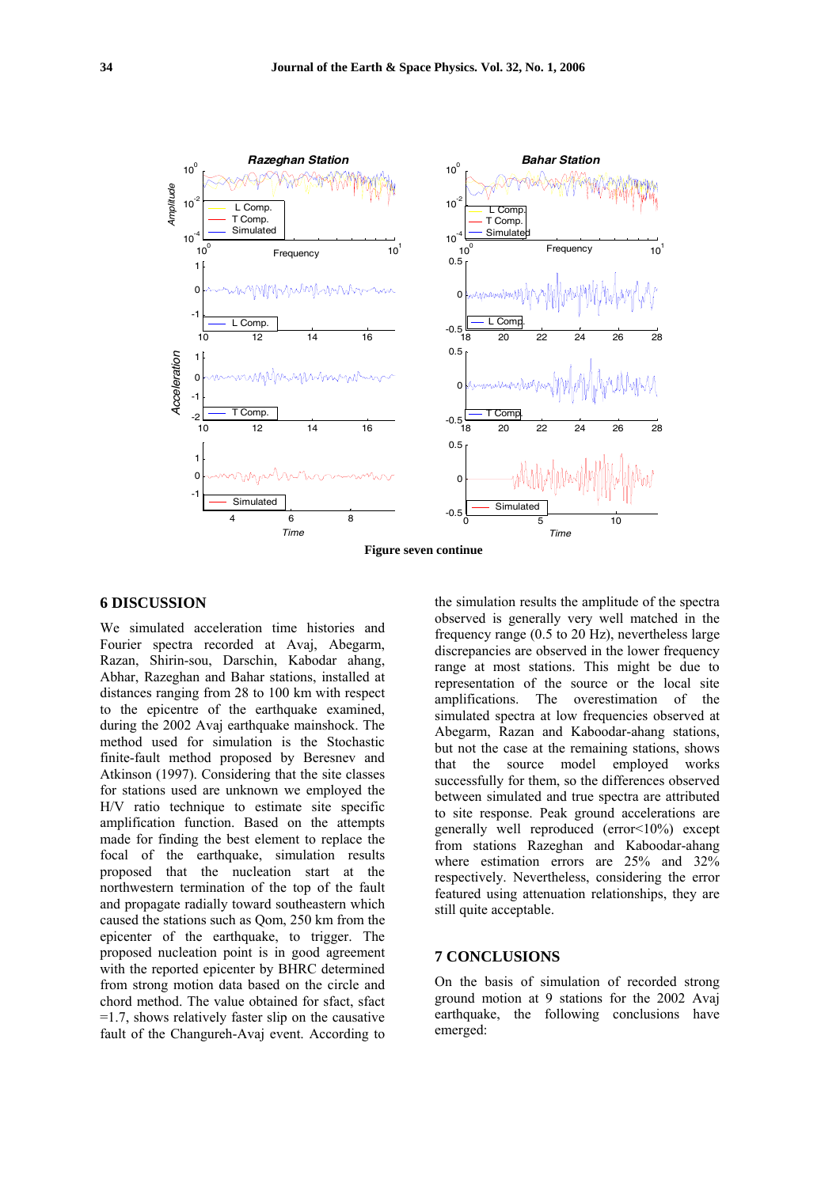Figure seven continue

## 6 DISCUSSION

We simulated acceleration time histories and Fourier spectra recorded at Avaj, Abegarm, Razan, Shirin-sou, Darschin, Kabodar ahang, Abhar, Razeghan and Bahar stations, installed at distances ranging from 28 to 100 km with respect to the epicentre of the earthquake examined, during the 2002 Avaj earthquake mainshock. The method used for simulation is the Stochastic finite-fault method proposed by Beresnev and Atkinson (1997). Considering that the site classes for stations used are unknown we employed the H/V ratio technique to estimate site specific amplification function. Based on the attempts made for finding the best element to replace the focal of the earthquake, simulation results proposed that the nucleation start at the northwestern termination of the top of the fault and propagate radially toward southeastern which caused the stations such as Qom, 250 km from the epicenter of the earthquake, to trigger. The proposed nucleation point is in good agreement with the reported epicenter by BHRC determined from strong motion data based on the circle and chord method. The value obtained for sfact, sfact =1.7, shows relatively faster slip on the causative fault of the Changureh-Avaj event. According to the simulation results the amplitude of the spectra observed is generally very well matched in the frequency range (0.5 to 20 Hz), nevertheless large discrepancies are observed in the lower frequency range at most stations. This might be due to representation of the source or the local site amplifications. The overestimation of the simulated spectra at low frequencies observed at Abegarm, Razan and Kaboodar-ahang stations, but not the case at the remaining stations, shows that the source model employed works successfully for them, so the differences observed between simulated and true spectra are attributed to site response. Peak ground accelerations are generally well reproduced (error<10%) except from stations Razeghan and Kaboodar-ahang where estimation errors are 25% and 32% respectively. Nevertheless, considering the error featured using attenuation relationships, they are still quite acceptable.

## 7 CONCLUSIONS

On the basis of simulation of recorded strong ground motion at 9 stations for the 2002 Avaj earthquake, the following conclusions have emerged: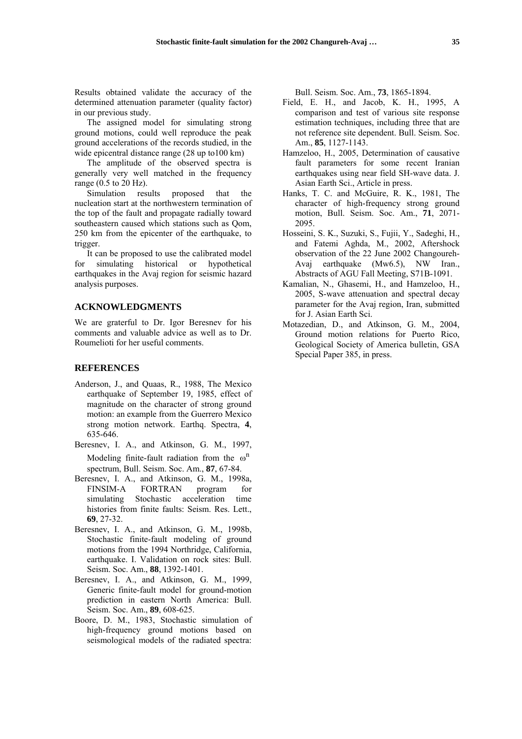Results obtained validate the accuracy of the determined attenuation parameter (quality factor) in our previous study.

The assigned model for simulating strong ground motions, could well reproduce the peak ground accelerations of the records studied, in the wide epicentral distance range (28 up to100 km)

The amplitude of the observed spectra is generally very well matched in the frequency range (0.5 to 20 Hz).

Simulation results proposed that the nucleation start at the northwestern termination of the top of the fault and propagate radially toward southeastern caused which stations such as Qom, 250 km from the epicenter of the earthquake, to trigger.

It can be proposed to use the calibrated model for simulating historical or hypothetical earthquakes in the Avaj region for seismic hazard analysis purposes.

## ACKNOWLEDGMENTS

We are grateful to Dr. Igor Beresnev for his comments and valuable advice as well as to Dr. Roumelioti for her useful comments.

## REFERENCES

Anderson, J., and Quaas, R., 1988, The Mexico earthquake of September 19, 1985, effect of magnitude on the character of strong ground motion: an example from the Guerrero Mexico strong motion network. Earthq. Spectra, **4**, 635-646.

Beresnev, I. A., and Atkinson, G. M., 1997, Modeling finite-fault radiation from the $\omega^n$ spectrum, Bull. Seism. Soc. Am., **87**, 67-84.

Beresnev, I. A., and Atkinson, G. M., 1998a, FINSIM-A FORTRAN program for simulating Stochastic acceleration time histories from finite faults: Seism. Res. Lett., **69**, 27-32.

Beresnev, I. A., and Atkinson, G. M., 1998b, Stochastic finite-fault modeling of ground motions from the 1994 Northridge, California, earthquake. I. Validation on rock sites: Bull. Seism. Soc. Am., **88**, 1392-1401.

Beresnev, I. A., and Atkinson, G. M., 1999, Generic finite-fault model for ground-motion prediction in eastern North America: Bull. Seism. Soc. Am., **89**, 608-625.

Boore, D. M., 1983, Stochastic simulation of high-frequency ground motions based on seismological models of the radiated spectra: Bull. Seism. Soc. Am., **73**, 1865-1894.

Field, E. H., and Jacob, K. H., 1995, A comparison and test of various site response estimation techniques, including three that are not reference site dependent. Bull. Seism. Soc. Am., **85**, 1127-1143.

Hamzeloo, H., 2005, Determination of causative fault parameters for some recent Iranian earthquakes using near field SH-wave data. J. Asian Earth Sci., Article in press.

Hanks, T. C. and McGuire, R. K., 1981, The character of high-frequency strong ground motion, Bull. Seism. Soc. Am., **71**, 2071-2095.

Hosseini, S. K., Suzuki, S., Fujii, Y., Sadeghi, H., and Fatemi Aghda, M., 2002, Aftershock observation of the 22 June 2002 Changoureh-Avaj earthquake (Mw6.5), NW Iran., Abstracts of AGU Fall Meeting, S71B-1091.

Kamalian, N., Ghasemi, H., and Hamzeloo, H., 2005, S-wave attenuation and spectral decay parameter for the Avaj region, Iran, submitted for J. Asian Earth Sci.

Motazedian, D., and Atkinson, G. M., 2004, Ground motion relations for Puerto Rico, Geological Society of America bulletin, GSA Special Paper 385, in press.